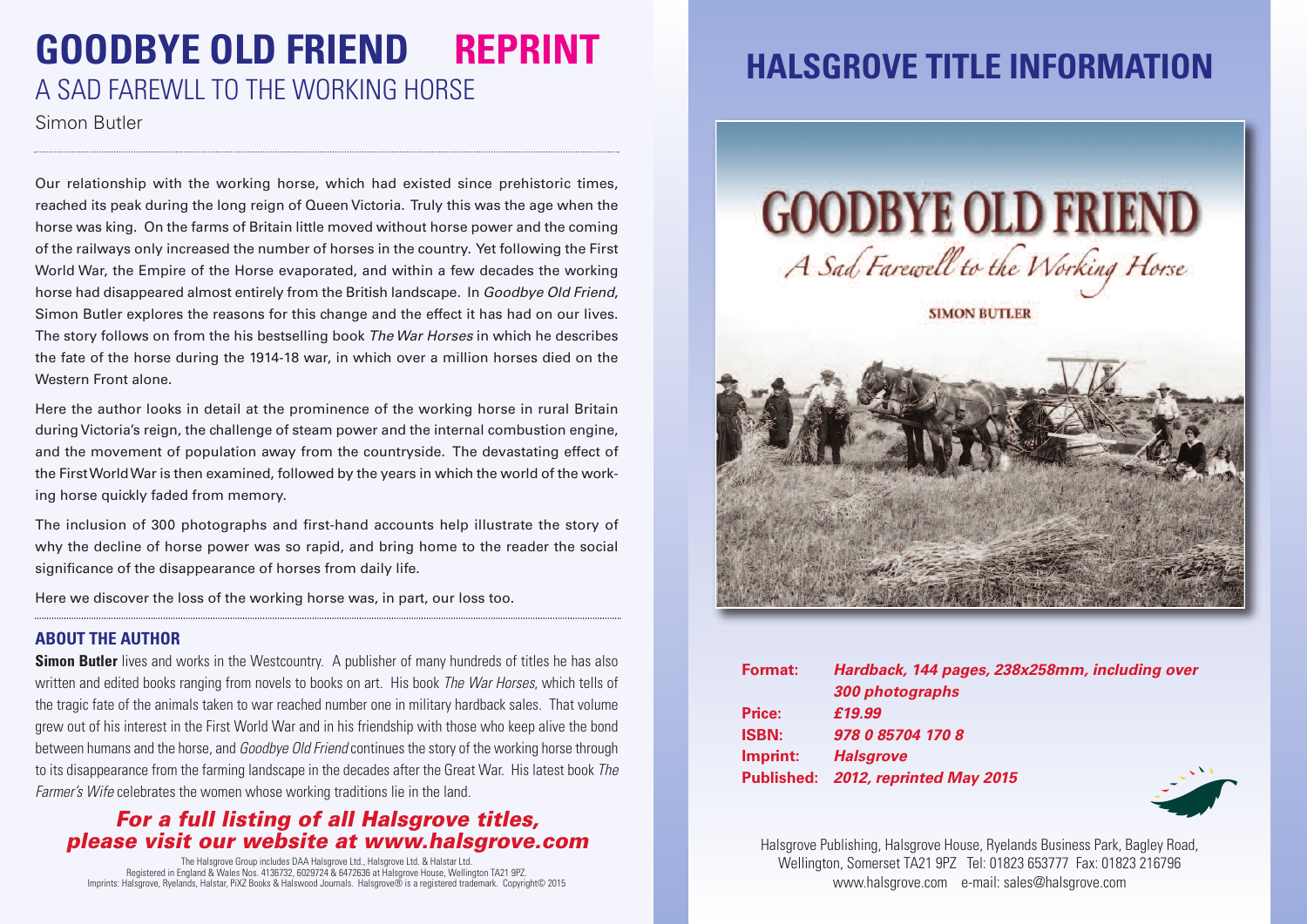# GOODBYE OLD FRIEND REPRINT

## A SAD FAREWLL TO THE WORKING HORSE

Simon Butler

Our relationship with the working horse, which had existed since prehistoric times, reached its peak during the long reign of Queen Victoria. Truly this was the age when the horse was king. On the farms of Britain little moved without horse power and the coming of the railways only increased the number of horses in the country. Yet following the First World War, the Empire of the Horse evaporated, and within a few decades the working horse had disappeared almost entirely from the British landscape. In *Goodbye Old Friend*, Simon Butler explores the reasons for this change and the effect it has had on our lives. The story follows on from the his bestselling book *The War Horses* in which he describes the fate of the horse during the 1914-18 war, in which over a million horses died on the Western Front alone.

Here the author looks in detail at the prominence of the working horse in rural Britain during Victoria's reign, the challenge of steam power and the internal combustion engine, and the movement of population away from the countryside. The devastating effect of the First World War is then examined, followed by the years in which the world of the working horse quickly faded from memory.

The inclusion of 300 photographs and first-hand accounts help illustrate the story of why the decline of horse power was so rapid, and bring home to the reader the social significance of the disappearance of horses from daily life.

Here we discover the loss of the working horse was, in part, our loss too.

### ABOUT THE AUTHOR

**Simon Butler** lives and works in the Westcountry. A publisher of many hundreds of titles he has also written and edited books ranging from novels to books on art. His book *The War Horses*, which tells of the tragic fate of the animals taken to war reached number one in military hardback sales. That volume grew out of his interest in the First World War and in his friendship with those who keep alive the bond between humans and the horse, and *Goodbye Old Friend* continues the story of the working horse through to its disappearance from the farming landscape in the decades after the Great War. His latest book *The Farmer's Wife* celebrates the women whose working traditions lie in the land.

***For a full listing of all Halsgrove titles, please visit our website at www.halsgrove.com***

The Halsgrove Group includes DAA Halsgrove Ltd., Halsgrove Ltd. & Halstar Ltd.
Registered in England & Wales Nos. 4136732, 6029724 & 6472636 at Halsgrove House, Wellington TA21 9PZ.
Imprints: Halsgrove, Ryelands, Halstar, PiXZ Books & Halswood Journals. Halsgrove® is a registered trademark. Copyright© 2015

# HALSGROVE TITLE INFORMATION

GOODBYE OLD FRIEND
A Sad Farewell to the Working Horse
SIMON BUTLER

| | |
|---|---|
| **Format:** | ***Hardback, 144 pages, 238x258mm, including over 300 photographs*** |
| **Price:** | ***£19.99*** |
| **ISBN:** | ***978 0 85704 170 8*** |
| **Imprint:** | ***Halsgrove*** |
| **Published:** | ***2012, reprinted May 2015*** |

Halsgrove Publishing, Halsgrove House, Ryelands Business Park, Bagley Road, Wellington, Somerset TA21 9PZ Tel: 01823 653777 Fax: 01823 216796
www.halsgrove.com e-mail: sales@halsgrove.com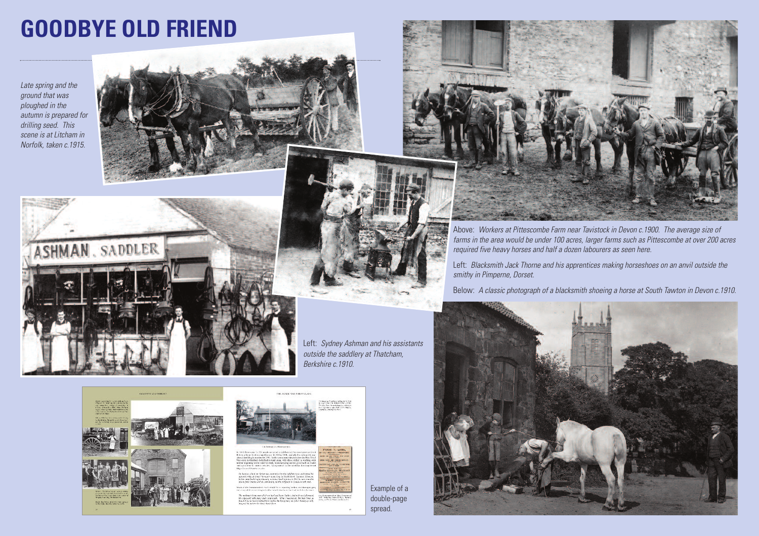# GOODBYE OLD FRIEND

*Late spring and the ground that was ploughed in the autumn is prepared for drilling seed. This scene is at Litcham in Norfolk, taken c.1915.*

Left: *Sydney Ashman and his assistants outside the saddlery at Thatcham, Berkshire c.1910.*

Above: *Workers at Pittescombe Farm near Tavistock in Devon c.1900. The average size of farms in the area would be under 100 acres, larger farms such as Pittescombe at over 200 acres required five heavy horses and half a dozen labourers as seen here.*

Left: *Blacksmith Jack Thorne and his apprentices making horseshoes on an anvil outside the smithy in Pimperne, Dorset.*

Below: *A classic photograph of a blacksmith shoeing a horse at South Tawton in Devon c.1910.*

Example of a double-page spread.